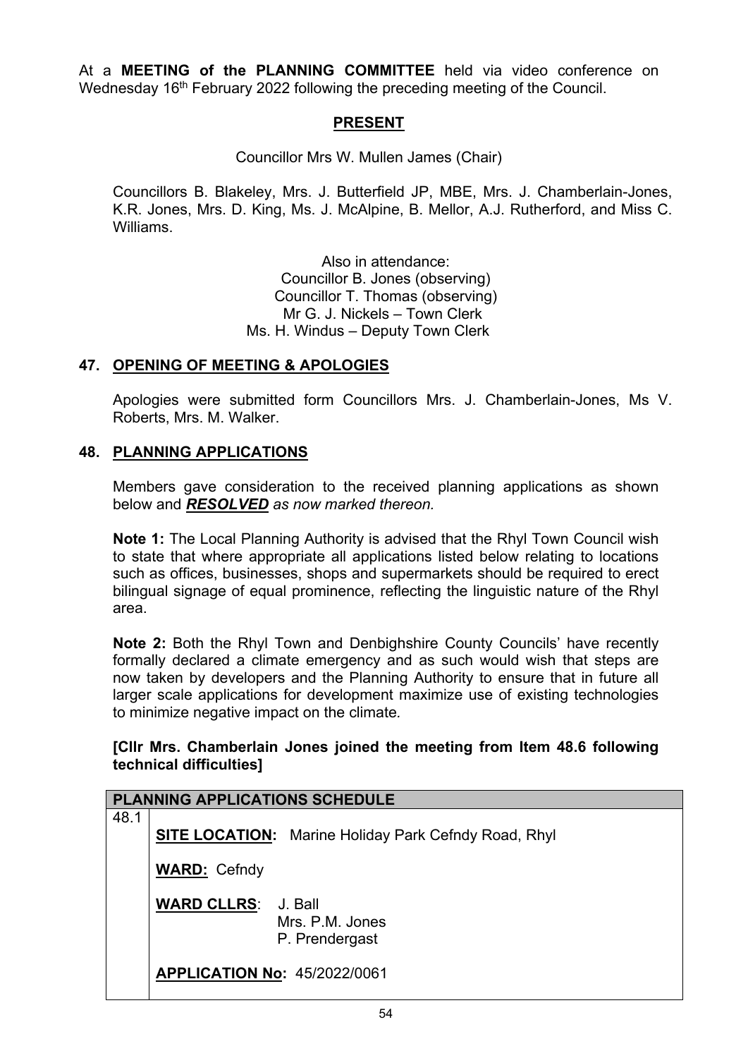At a **MEETING of the PLANNING COMMITTEE** held via video conference on Wednesday 16th February 2022 following the preceding meeting of the Council.

## PRESENT

Councillor Mrs W. Mullen James (Chair)

Councillors B. Blakeley, Mrs. J. Butterfield JP, MBE, Mrs. J. Chamberlain-Jones, K.R. Jones, Mrs. D. King, Ms. J. McAlpine, B. Mellor, A.J. Rutherford, and Miss C. Williams.

Also in attendance:
Councillor B. Jones (observing)
Councillor T. Thomas (observing)
Mr G. J. Nickels – Town Clerk
Ms. H. Windus – Deputy Town Clerk

## 47. OPENING OF MEETING & APOLOGIES

Apologies were submitted form Councillors Mrs. J. Chamberlain-Jones, Ms V. Roberts, Mrs. M. Walker.

## 48. PLANNING APPLICATIONS

Members gave consideration to the received planning applications as shown below and ***RESOLVED*** *as now marked thereon.*

**Note 1:** The Local Planning Authority is advised that the Rhyl Town Council wish to state that where appropriate all applications listed below relating to locations such as offices, businesses, shops and supermarkets should be required to erect bilingual signage of equal prominence, reflecting the linguistic nature of the Rhyl area.

**Note 2:** Both the Rhyl Town and Denbighshire County Councils' have recently formally declared a climate emergency and as such would wish that steps are now taken by developers and the Planning Authority to ensure that in future all larger scale applications for development maximize use of existing technologies to minimize negative impact on the climate*.*

**[Cllr Mrs. Chamberlain Jones joined the meeting from Item 48.6 following technical difficulties]**

| PLANNING APPLICATIONS SCHEDULE | |
|---|---|
| 48.1 | **SITE LOCATION:** Marine Holiday Park Cefndy Road, Rhyl<br><br>**WARD:** Cefndy<br><br>**WARD CLLRS**: J. Ball<br>Mrs. P.M. Jones<br>P. Prendergast<br><br>**APPLICATION No:** 45/2022/0061 |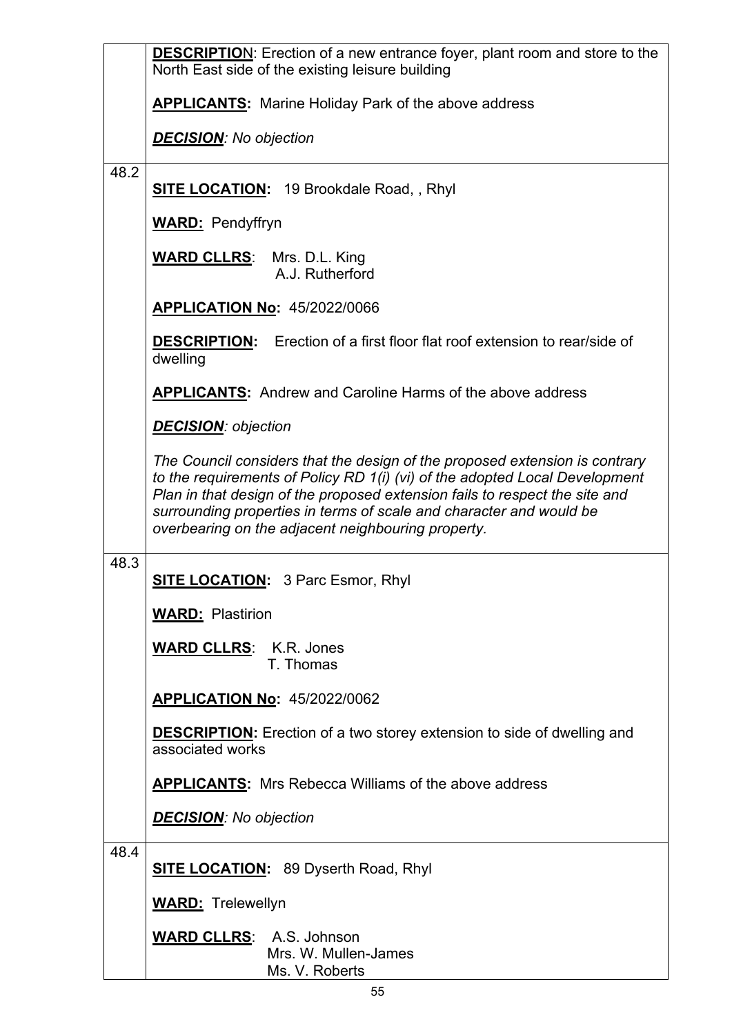| | |
|---|---|
| | **DESCRIPTION**: Erection of a new entrance foyer, plant room and store to the North East side of the existing leisure building<br><br>**APPLICANTS:** Marine Holiday Park of the above address<br><br>***DECISION****: No objection* |
| 48.2 | **SITE LOCATION:** 19 Brookdale Road, , Rhyl<br><br>**WARD:** Pendyffryn<br><br>**WARD CLLRS**: Mrs. D.L. King<br>A.J. Rutherford<br><br>**APPLICATION No:** 45/2022/0066<br><br>**DESCRIPTION:** Erection of a first floor flat roof extension to rear/side of dwelling<br><br>**APPLICANTS:** Andrew and Caroline Harms of the above address<br><br>***DECISION****: objection*<br><br>*The Council considers that the design of the proposed extension is contrary to the requirements of Policy RD 1(i) (vi) of the adopted Local Development Plan in that design of the proposed extension fails to respect the site and surrounding properties in terms of scale and character and would be overbearing on the adjacent neighbouring property.* |
| 48.3 | **SITE LOCATION:** 3 Parc Esmor, Rhyl<br><br>**WARD:** Plastirion<br><br>**WARD CLLRS**: K.R. Jones<br>T. Thomas<br><br>**APPLICATION No:** 45/2022/0062<br><br>**DESCRIPTION:** Erection of a two storey extension to side of dwelling and associated works<br><br>**APPLICANTS:** Mrs Rebecca Williams of the above address<br><br>***DECISION****: No objection* |
| 48.4 | **SITE LOCATION:** 89 Dyserth Road, Rhyl<br><br>**WARD:** Trelewellyn<br><br>**WARD CLLRS**: A.S. Johnson<br>Mrs. W. Mullen-James<br>Ms. V. Roberts |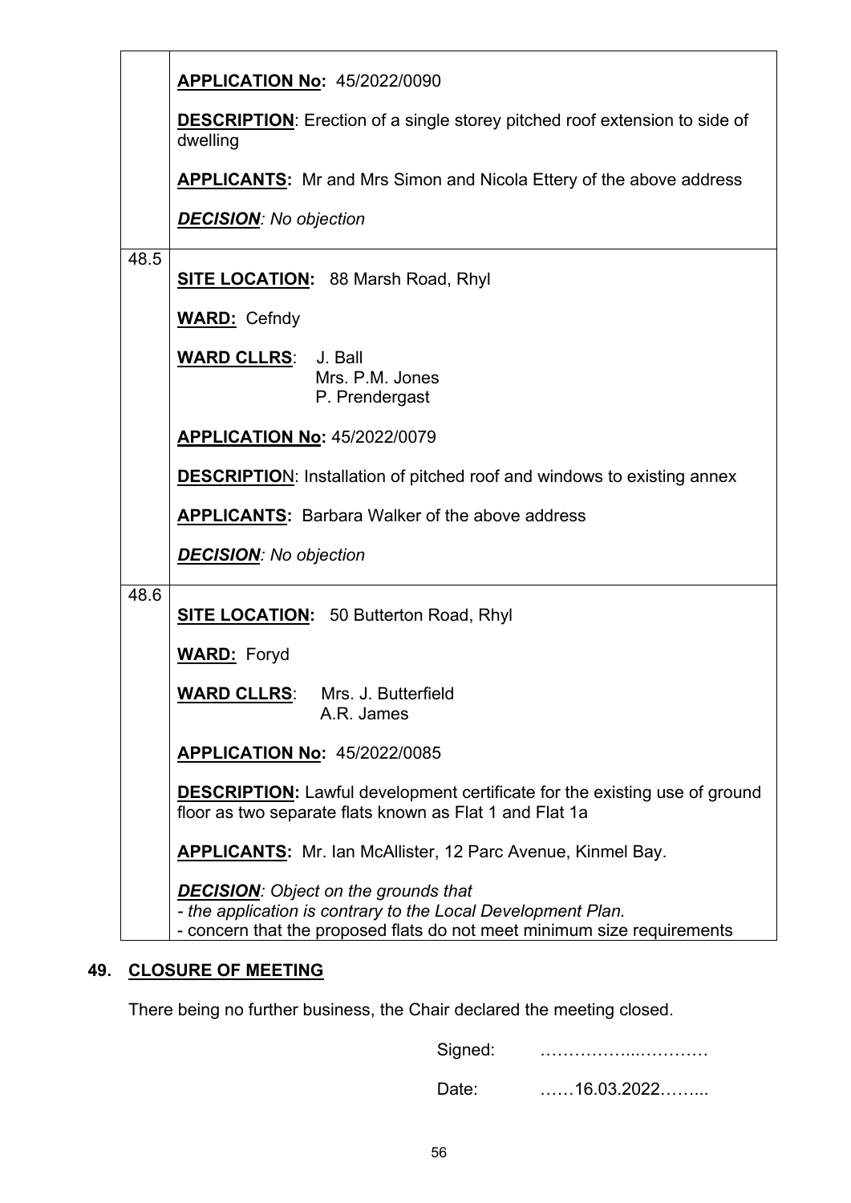| | |
|---|---|
| | **APPLICATION No:** 45/2022/0090<br><br>**DESCRIPTION**: Erection of a single storey pitched roof extension to side of dwelling<br><br>**APPLICANTS:** Mr and Mrs Simon and Nicola Ettery of the above address<br><br>***DECISION**: No objection* |
| 48.5 | **SITE LOCATION:** 88 Marsh Road, Rhyl<br><br>**WARD:** Cefndy<br><br>**WARD CLLRS**: J. Ball<br>Mrs. P.M. Jones<br>P. Prendergast<br><br>**APPLICATION No:** 45/2022/0079<br><br>**DESCRIPTIO**N: Installation of pitched roof and windows to existing annex<br><br>**APPLICANTS:** Barbara Walker of the above address<br><br>***DECISION**: No objection* |
| 48.6 | **SITE LOCATION:** 50 Butterton Road, Rhyl<br><br>**WARD:** Foryd<br><br>**WARD CLLRS**: Mrs. J. Butterfield<br>A.R. James<br><br>**APPLICATION No:** 45/2022/0085<br><br>**DESCRIPTION:** Lawful development certificate for the existing use of ground floor as two separate flats known as Flat 1 and Flat 1a<br><br>**APPLICANTS:** Mr. Ian McAllister, 12 Parc Avenue, Kinmel Bay.<br><br>***DECISION**: Object on the grounds that*<br>*- the application is contrary to the Local Development Plan.*<br>- concern that the proposed flats do not meet minimum size requirements |

## 49. CLOSURE OF MEETING

There being no further business, the Chair declared the meeting closed.

Signed: ……………...…………

Date: ……16.03.2022……...